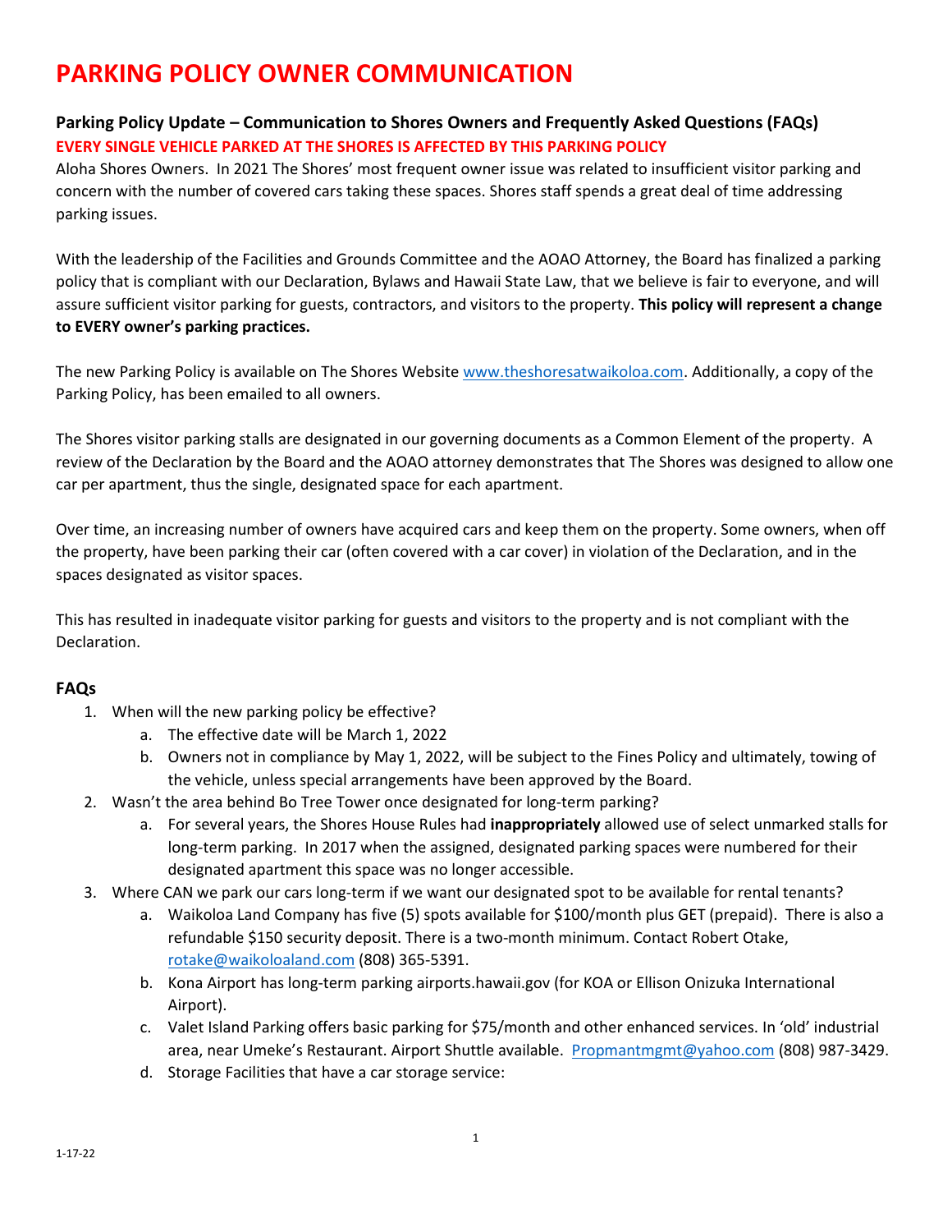# PARKING POLICY OWNER COMMUNICATION

### Parking Policy Update – Communication to Shores Owners and Frequently Asked Questions (FAQs)

**EVERY SINGLE VEHICLE PARKED AT THE SHORES IS AFFECTED BY THIS PARKING POLICY**

Aloha Shores Owners. In 2021 The Shores' most frequent owner issue was related to insufficient visitor parking and concern with the number of covered cars taking these spaces. Shores staff spends a great deal of time addressing parking issues.

With the leadership of the Facilities and Grounds Committee and the AOAO Attorney, the Board has finalized a parking policy that is compliant with our Declaration, Bylaws and Hawaii State Law, that we believe is fair to everyone, and will assure sufficient visitor parking for guests, contractors, and visitors to the property. **This policy will represent a change to EVERY owner's parking practices.**

The new Parking Policy is available on The Shores Website [www.theshoresatwaikoloa.com](www.theshoresatwaikoloa.com). Additionally, a copy of the Parking Policy, has been emailed to all owners.

The Shores visitor parking stalls are designated in our governing documents as a Common Element of the property. A review of the Declaration by the Board and the AOAO attorney demonstrates that The Shores was designed to allow one car per apartment, thus the single, designated space for each apartment.

Over time, an increasing number of owners have acquired cars and keep them on the property. Some owners, when off the property, have been parking their car (often covered with a car cover) in violation of the Declaration, and in the spaces designated as visitor spaces.

This has resulted in inadequate visitor parking for guests and visitors to the property and is not compliant with the Declaration.

### FAQs

1. When will the new parking policy be effective?
   a. The effective date will be March 1, 2022
   b. Owners not in compliance by May 1, 2022, will be subject to the Fines Policy and ultimately, towing of the vehicle, unless special arrangements have been approved by the Board.
2. Wasn't the area behind Bo Tree Tower once designated for long-term parking?
   a. For several years, the Shores House Rules had **inappropriately** allowed use of select unmarked stalls for long-term parking. In 2017 when the assigned, designated parking spaces were numbered for their designated apartment this space was no longer accessible.
3. Where CAN we park our cars long-term if we want our designated spot to be available for rental tenants?
   a. Waikoloa Land Company has five (5) spots available for $100/month plus GET (prepaid). There is also a refundable $150 security deposit. There is a two-month minimum. Contact Robert Otake, [rotake@waikoloaland.com](mailto:rotake@waikoloaland.com) (808) 365-5391.
   b. Kona Airport has long-term parking airports.hawaii.gov (for KOA or Ellison Onizuka International Airport).
   c. Valet Island Parking offers basic parking for $75/month and other enhanced services. In 'old' industrial area, near Umeke's Restaurant. Airport Shuttle available. [Propmantmgmt@yahoo.com](mailto:Propmantmgmt@yahoo.com) (808) 987-3429.
   d. Storage Facilities that have a car storage service: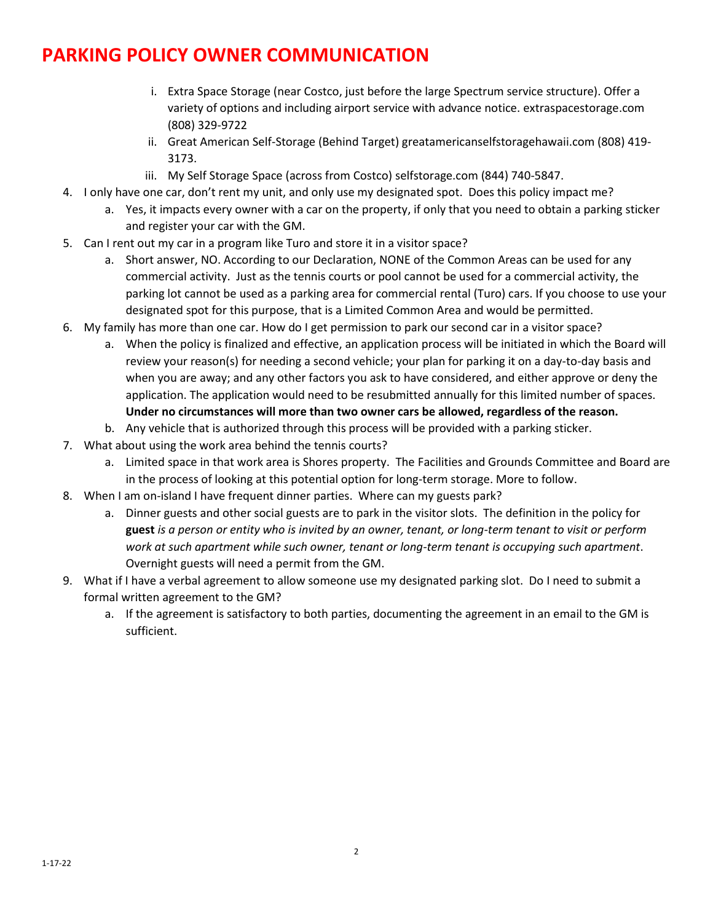# PARKING POLICY OWNER COMMUNICATION

   i. Extra Space Storage (near Costco, just before the large Spectrum service structure). Offer a variety of options and including airport service with advance notice. extraspacestorage.com (808) 329-9722
   ii. Great American Self-Storage (Behind Target) greatamericanselfstoragehawaii.com (808) 419-3173.
   iii. My Self Storage Space (across from Costco) selfstorage.com (844) 740-5847.

4. I only have one car, don't rent my unit, and only use my designated spot. Does this policy impact me?
   a. Yes, it impacts every owner with a car on the property, if only that you need to obtain a parking sticker and register your car with the GM.
5. Can I rent out my car in a program like Turo and store it in a visitor space?
   a. Short answer, NO. According to our Declaration, NONE of the Common Areas can be used for any commercial activity. Just as the tennis courts or pool cannot be used for a commercial activity, the parking lot cannot be used as a parking area for commercial rental (Turo) cars. If you choose to use your designated spot for this purpose, that is a Limited Common Area and would be permitted.
6. My family has more than one car. How do I get permission to park our second car in a visitor space?
   a. When the policy is finalized and effective, an application process will be initiated in which the Board will review your reason(s) for needing a second vehicle; your plan for parking it on a day-to-day basis and when you are away; and any other factors you ask to have considered, and either approve or deny the application. The application would need to be resubmitted annually for this limited number of spaces. **Under no circumstances will more than two owner cars be allowed, regardless of the reason.**
   b. Any vehicle that is authorized through this process will be provided with a parking sticker.
7. What about using the work area behind the tennis courts?
   a. Limited space in that work area is Shores property. The Facilities and Grounds Committee and Board are in the process of looking at this potential option for long-term storage. More to follow.
8. When I am on-island I have frequent dinner parties. Where can my guests park?
   a. Dinner guests and other social guests are to park in the visitor slots. The definition in the policy for **guest** *is a person or entity who is invited by an owner, tenant, or long-term tenant to visit or perform work at such apartment while such owner, tenant or long-term tenant is occupying such apartment*. Overnight guests will need a permit from the GM.
9. What if I have a verbal agreement to allow someone use my designated parking slot. Do I need to submit a formal written agreement to the GM?
   a. If the agreement is satisfactory to both parties, documenting the agreement in an email to the GM is sufficient.

1-17-22